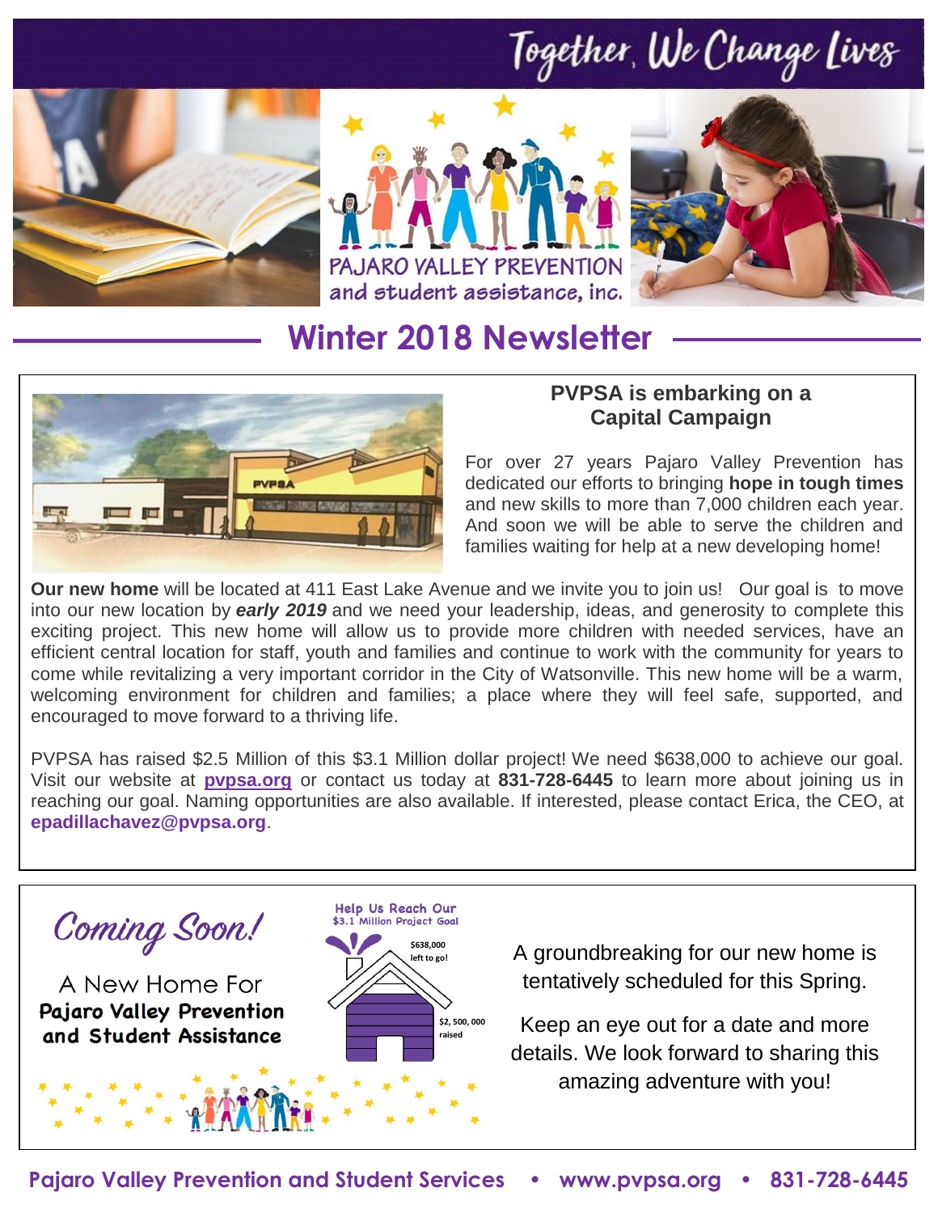Together, We Change Lives

PAJARO VALLEY PREVENTION and student assistance, inc.

# Winter 2018 Newsletter

## PVPSA is embarking on a Capital Campaign

For over 27 years Pajaro Valley Prevention has dedicated our efforts to bringing **hope in tough times** and new skills to more than 7,000 children each year. And soon we will be able to serve the children and families waiting for help at a new developing home!

**Our new home** will be located at 411 East Lake Avenue and we invite you to join us! Our goal is to move into our new location by ***early 2019*** and we need your leadership, ideas, and generosity to complete this exciting project. This new home will allow us to provide more children with needed services, have an efficient central location for staff, youth and families and continue to work with the community for years to come while revitalizing a very important corridor in the City of Watsonville. This new home will be a warm, welcoming environment for children and families; a place where they will feel safe, supported, and encouraged to move forward to a thriving life.

PVPSA has raised $2.5 Million of this $3.1 Million dollar project! We need $638,000 to achieve our goal. Visit our website at **pvpsa.org** or contact us today at **831-728-6445** to learn more about joining us in reaching our goal. Naming opportunities are also available. If interested, please contact Erica, the CEO, at **epadillachavez@pvpsa.org**.

## Coming Soon!

A New Home For **Pajaro Valley Prevention and Student Assistance**

Help Us Reach Our $3.1 Million Project Goal

$638,000 left to go!

$2, 500, 000 raised

A groundbreaking for our new home is tentatively scheduled for this Spring.

Keep an eye out for a date and more details. We look forward to sharing this amazing adventure with you!

**Pajaro Valley Prevention and Student Services • www.pvpsa.org • 831-728-6445**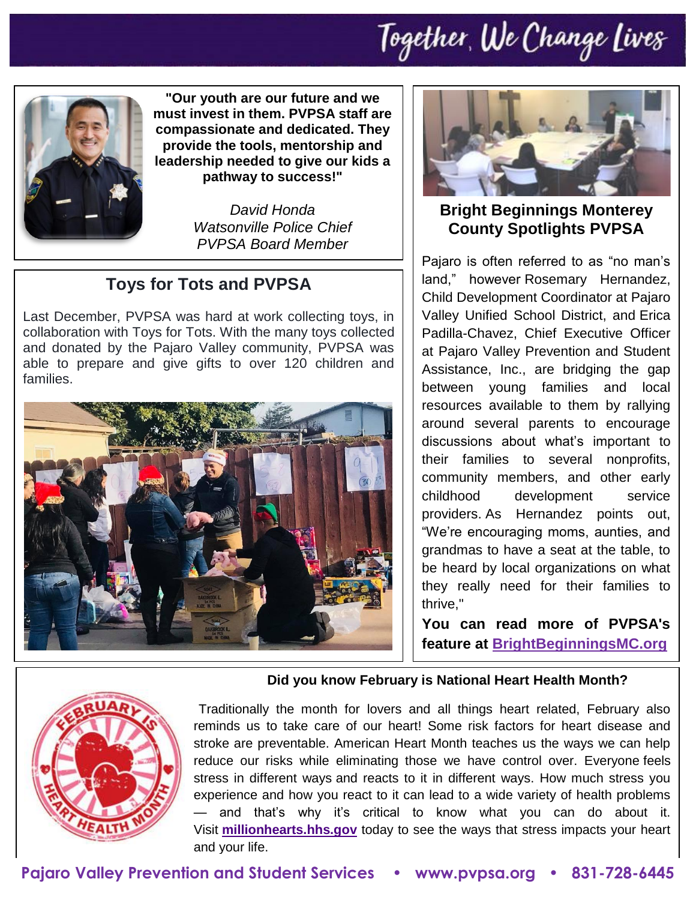# Together, We Change Lives

**"Our youth are our future and we must invest in them. PVPSA staff are compassionate and dedicated. They provide the tools, mentorship and leadership needed to give our kids a pathway to success!"**

*David Honda*
*Watsonville Police Chief*
*PVPSA Board Member*

## Toys for Tots and PVPSA

Last December, PVPSA was hard at work collecting toys, in collaboration with Toys for Tots. With the many toys collected and donated by the Pajaro Valley community, PVPSA was able to prepare and give gifts to over 120 children and families.

## Bright Beginnings Monterey County Spotlights PVPSA

Pajaro is often referred to as "no man's land," however Rosemary Hernandez, Child Development Coordinator at Pajaro Valley Unified School District, and Erica Padilla-Chavez, Chief Executive Officer at Pajaro Valley Prevention and Student Assistance, Inc., are bridging the gap between young families and local resources available to them by rallying around several parents to encourage discussions about what's important to their families to several nonprofits, community members, and other early childhood development service providers. As Hernandez points out, "We're encouraging moms, aunties, and grandmas to have a seat at the table, to be heard by local organizations on what they really need for their families to thrive,"

**You can read more of PVPSA's feature at BrightBeginningsMC.org**

### Did you know February is National Heart Health Month?

Traditionally the month for lovers and all things heart related, February also reminds us to take care of our heart! Some risk factors for heart disease and stroke are preventable. American Heart Month teaches us the ways we can help reduce our risks while eliminating those we have control over. Everyone feels stress in different ways and reacts to it in different ways. How much stress you experience and how you react to it can lead to a wide variety of health problems — and that's why it's critical to know what you can do about it. Visit **millionhearts.hhs.gov** today to see the ways that stress impacts your heart and your life.

Pajaro Valley Prevention and Student Services • www.pvpsa.org • 831-728-6445